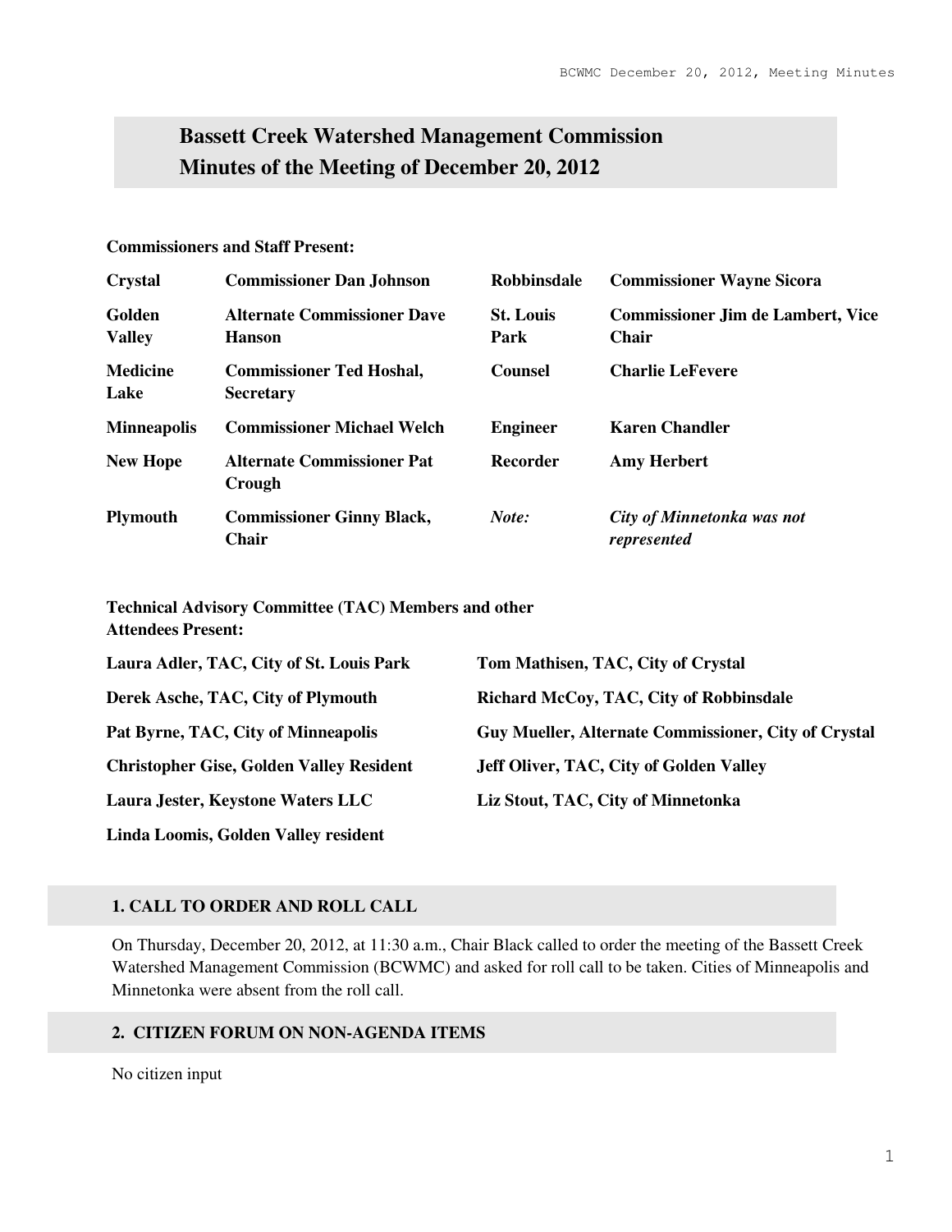# Bassett Creek Watershed Management Commission
# Minutes of the Meeting of December 20, 2012

**Commissioners and Staff Present:**

| | | | |
|---|---|---|---|
| **Crystal** | **Commissioner Dan Johnson** | **Robbinsdale** | **Commissioner Wayne Sicora** |
| **Golden Valley** | **Alternate Commissioner Dave Hanson** | **St. Louis Park** | **Commissioner Jim de Lambert, Vice Chair** |
| **Medicine Lake** | **Commissioner Ted Hoshal, Secretary** | **Counsel** | **Charlie LeFevere** |
| **Minneapolis** | **Commissioner Michael Welch** | **Engineer** | **Karen Chandler** |
| **New Hope** | **Alternate Commissioner Pat Crough** | **Recorder** | **Amy Herbert** |
| **Plymouth** | **Commissioner Ginny Black, Chair** | ***Note:*** | ***City of Minnetonka was not represented*** |

**Technical Advisory Committee (TAC) Members and other Attendees Present:**

| | |
|---|---|
| **Laura Adler, TAC, City of St. Louis Park** | **Tom Mathisen, TAC, City of Crystal** |
| **Derek Asche, TAC, City of Plymouth** | **Richard McCoy, TAC, City of Robbinsdale** |
| **Pat Byrne, TAC, City of Minneapolis** | **Guy Mueller, Alternate Commissioner, City of Crystal** |
| **Christopher Gise, Golden Valley Resident** | **Jeff Oliver, TAC, City of Golden Valley** |
| **Laura Jester, Keystone Waters LLC** | **Liz Stout, TAC, City of Minnetonka** |
| **Linda Loomis, Golden Valley resident** | |

## 1. CALL TO ORDER AND ROLL CALL

On Thursday, December 20, 2012, at 11:30 a.m., Chair Black called to order the meeting of the Bassett Creek Watershed Management Commission (BCWMC) and asked for roll call to be taken. Cities of Minneapolis and Minnetonka were absent from the roll call.

## 2. CITIZEN FORUM ON NON-AGENDA ITEMS

No citizen input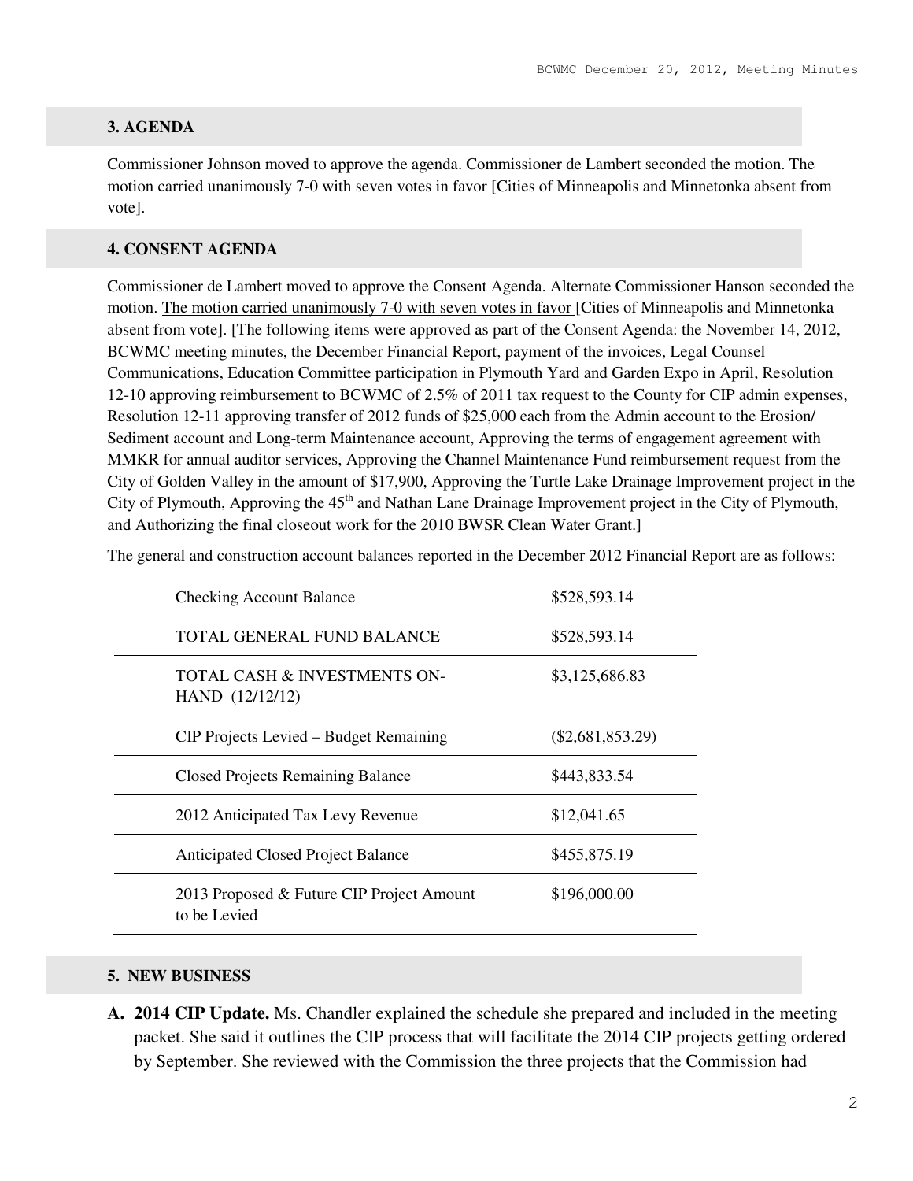## 3. AGENDA

Commissioner Johnson moved to approve the agenda. Commissioner de Lambert seconded the motion. The motion carried unanimously 7-0 with seven votes in favor [Cities of Minneapolis and Minnetonka absent from vote].

## 4. CONSENT AGENDA

Commissioner de Lambert moved to approve the Consent Agenda. Alternate Commissioner Hanson seconded the motion. The motion carried unanimously 7-0 with seven votes in favor [Cities of Minneapolis and Minnetonka absent from vote]. [The following items were approved as part of the Consent Agenda: the November 14, 2012, BCWMC meeting minutes, the December Financial Report, payment of the invoices, Legal Counsel Communications, Education Committee participation in Plymouth Yard and Garden Expo in April, Resolution 12-10 approving reimbursement to BCWMC of 2.5% of 2011 tax request to the County for CIP admin expenses, Resolution 12-11 approving transfer of 2012 funds of $25,000 each from the Admin account to the Erosion/ Sediment account and Long-term Maintenance account, Approving the terms of engagement agreement with MMKR for annual auditor services, Approving the Channel Maintenance Fund reimbursement request from the City of Golden Valley in the amount of $17,900, Approving the Turtle Lake Drainage Improvement project in the City of Plymouth, Approving the 45th and Nathan Lane Drainage Improvement project in the City of Plymouth, and Authorizing the final closeout work for the 2010 BWSR Clean Water Grant.]

The general and construction account balances reported in the December 2012 Financial Report are as follows:

| | |
|---|---|
| Checking Account Balance | $528,593.14 |
| TOTAL GENERAL FUND BALANCE | $528,593.14 |
| TOTAL CASH & INVESTMENTS ON-HAND (12/12/12) | $3,125,686.83 |
| CIP Projects Levied – Budget Remaining | ($2,681,853.29) |
| Closed Projects Remaining Balance | $443,833.54 |
| 2012 Anticipated Tax Levy Revenue | $12,041.65 |
| Anticipated Closed Project Balance | $455,875.19 |
| 2013 Proposed & Future CIP Project Amount to be Levied | $196,000.00 |

## 5. NEW BUSINESS

**A. 2014 CIP Update.** Ms. Chandler explained the schedule she prepared and included in the meeting packet. She said it outlines the CIP process that will facilitate the 2014 CIP projects getting ordered by September. She reviewed with the Commission the three projects that the Commission had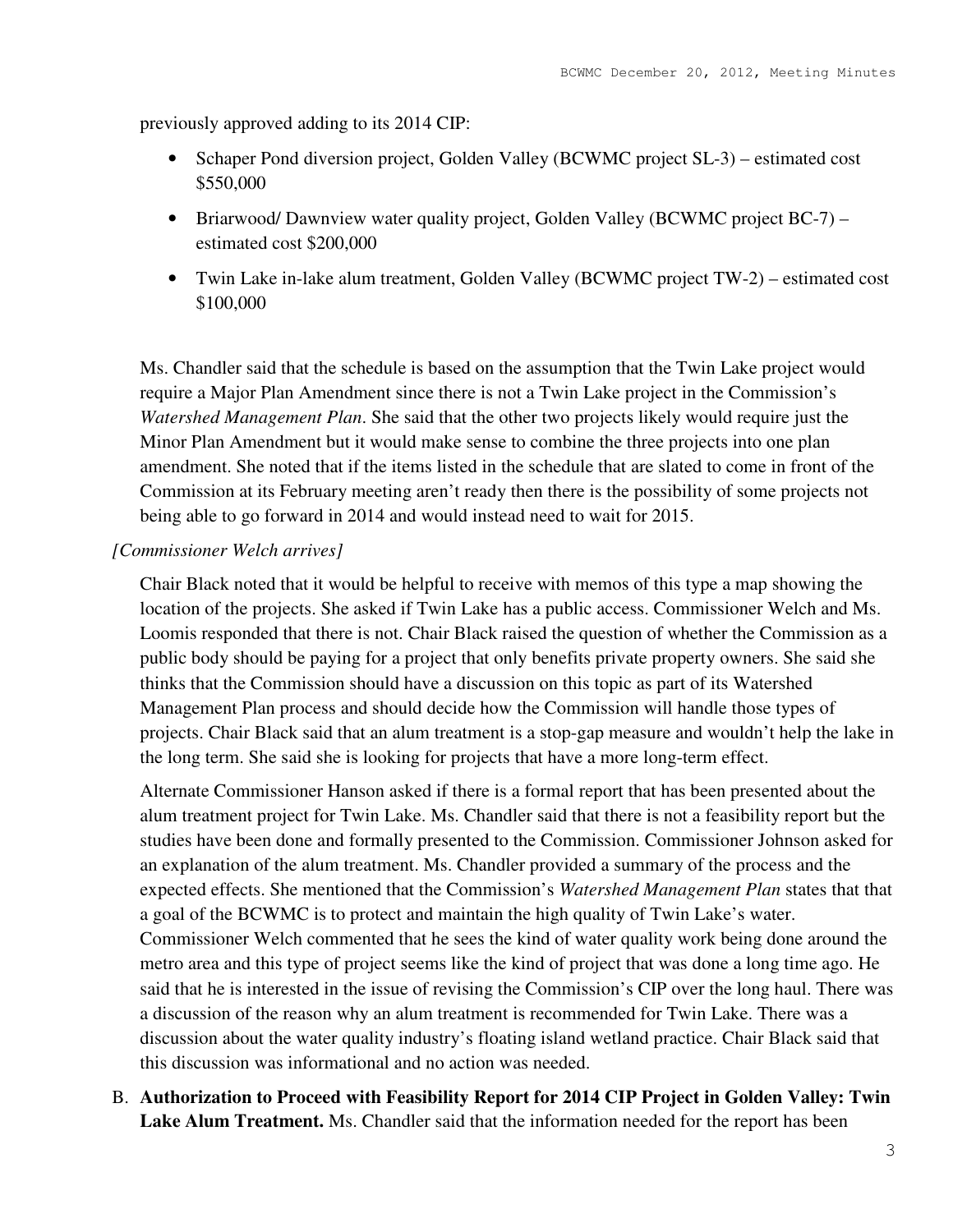previously approved adding to its 2014 CIP:

- Schaper Pond diversion project, Golden Valley (BCWMC project SL-3) – estimated cost $550,000
- Briarwood/ Dawnview water quality project, Golden Valley (BCWMC project BC-7) – estimated cost $200,000
- Twin Lake in-lake alum treatment, Golden Valley (BCWMC project TW-2) – estimated cost $100,000

Ms. Chandler said that the schedule is based on the assumption that the Twin Lake project would require a Major Plan Amendment since there is not a Twin Lake project in the Commission's *Watershed Management Plan*. She said that the other two projects likely would require just the Minor Plan Amendment but it would make sense to combine the three projects into one plan amendment. She noted that if the items listed in the schedule that are slated to come in front of the Commission at its February meeting aren't ready then there is the possibility of some projects not being able to go forward in 2014 and would instead need to wait for 2015.

*[Commissioner Welch arrives]*

Chair Black noted that it would be helpful to receive with memos of this type a map showing the location of the projects. She asked if Twin Lake has a public access. Commissioner Welch and Ms. Loomis responded that there is not. Chair Black raised the question of whether the Commission as a public body should be paying for a project that only benefits private property owners. She said she thinks that the Commission should have a discussion on this topic as part of its Watershed Management Plan process and should decide how the Commission will handle those types of projects. Chair Black said that an alum treatment is a stop-gap measure and wouldn't help the lake in the long term. She said she is looking for projects that have a more long-term effect.

Alternate Commissioner Hanson asked if there is a formal report that has been presented about the alum treatment project for Twin Lake. Ms. Chandler said that there is not a feasibility report but the studies have been done and formally presented to the Commission. Commissioner Johnson asked for an explanation of the alum treatment. Ms. Chandler provided a summary of the process and the expected effects. She mentioned that the Commission's *Watershed Management Plan* states that that a goal of the BCWMC is to protect and maintain the high quality of Twin Lake's water. Commissioner Welch commented that he sees the kind of water quality work being done around the metro area and this type of project seems like the kind of project that was done a long time ago. He said that he is interested in the issue of revising the Commission's CIP over the long haul. There was a discussion of the reason why an alum treatment is recommended for Twin Lake. There was a discussion about the water quality industry's floating island wetland practice. Chair Black said that this discussion was informational and no action was needed.

B. **Authorization to Proceed with Feasibility Report for 2014 CIP Project in Golden Valley: Twin Lake Alum Treatment.** Ms. Chandler said that the information needed for the report has been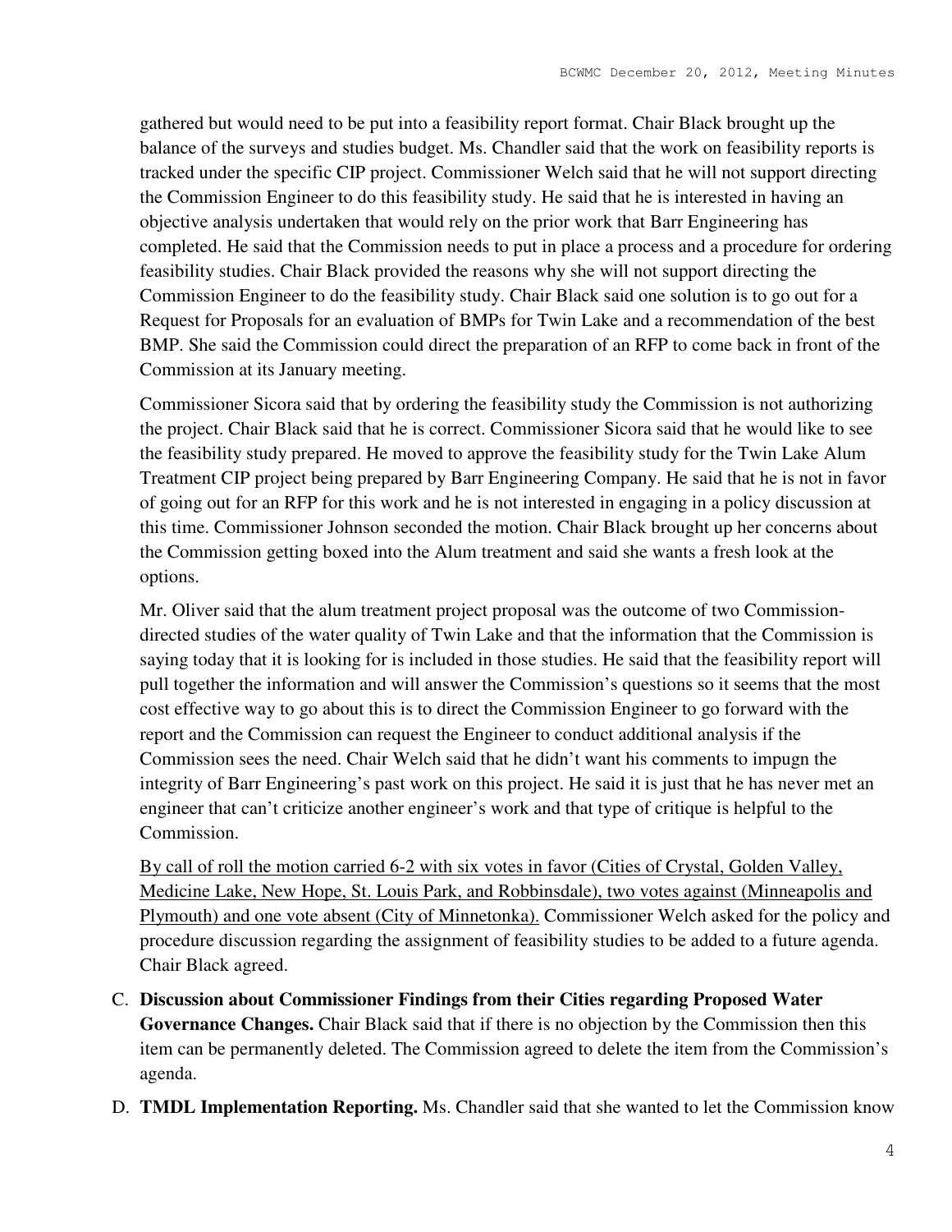gathered but would need to be put into a feasibility report format. Chair Black brought up the balance of the surveys and studies budget. Ms. Chandler said that the work on feasibility reports is tracked under the specific CIP project. Commissioner Welch said that he will not support directing the Commission Engineer to do this feasibility study. He said that he is interested in having an objective analysis undertaken that would rely on the prior work that Barr Engineering has completed. He said that the Commission needs to put in place a process and a procedure for ordering feasibility studies. Chair Black provided the reasons why she will not support directing the Commission Engineer to do the feasibility study. Chair Black said one solution is to go out for a Request for Proposals for an evaluation of BMPs for Twin Lake and a recommendation of the best BMP. She said the Commission could direct the preparation of an RFP to come back in front of the Commission at its January meeting.

Commissioner Sicora said that by ordering the feasibility study the Commission is not authorizing the project. Chair Black said that he is correct. Commissioner Sicora said that he would like to see the feasibility study prepared. He moved to approve the feasibility study for the Twin Lake Alum Treatment CIP project being prepared by Barr Engineering Company. He said that he is not in favor of going out for an RFP for this work and he is not interested in engaging in a policy discussion at this time. Commissioner Johnson seconded the motion. Chair Black brought up her concerns about the Commission getting boxed into the Alum treatment and said she wants a fresh look at the options.

Mr. Oliver said that the alum treatment project proposal was the outcome of two Commission-directed studies of the water quality of Twin Lake and that the information that the Commission is saying today that it is looking for is included in those studies. He said that the feasibility report will pull together the information and will answer the Commission's questions so it seems that the most cost effective way to go about this is to direct the Commission Engineer to go forward with the report and the Commission can request the Engineer to conduct additional analysis if the Commission sees the need. Chair Welch said that he didn't want his comments to impugn the integrity of Barr Engineering's past work on this project. He said it is just that he has never met an engineer that can't criticize another engineer's work and that type of critique is helpful to the Commission.

By call of roll the motion carried 6-2 with six votes in favor (Cities of Crystal, Golden Valley, Medicine Lake, New Hope, St. Louis Park, and Robbinsdale), two votes against (Minneapolis and Plymouth) and one vote absent (City of Minnetonka). Commissioner Welch asked for the policy and procedure discussion regarding the assignment of feasibility studies to be added to a future agenda. Chair Black agreed.

C. **Discussion about Commissioner Findings from their Cities regarding Proposed Water Governance Changes.** Chair Black said that if there is no objection by the Commission then this item can be permanently deleted. The Commission agreed to delete the item from the Commission's agenda.

D. **TMDL Implementation Reporting.** Ms. Chandler said that she wanted to let the Commission know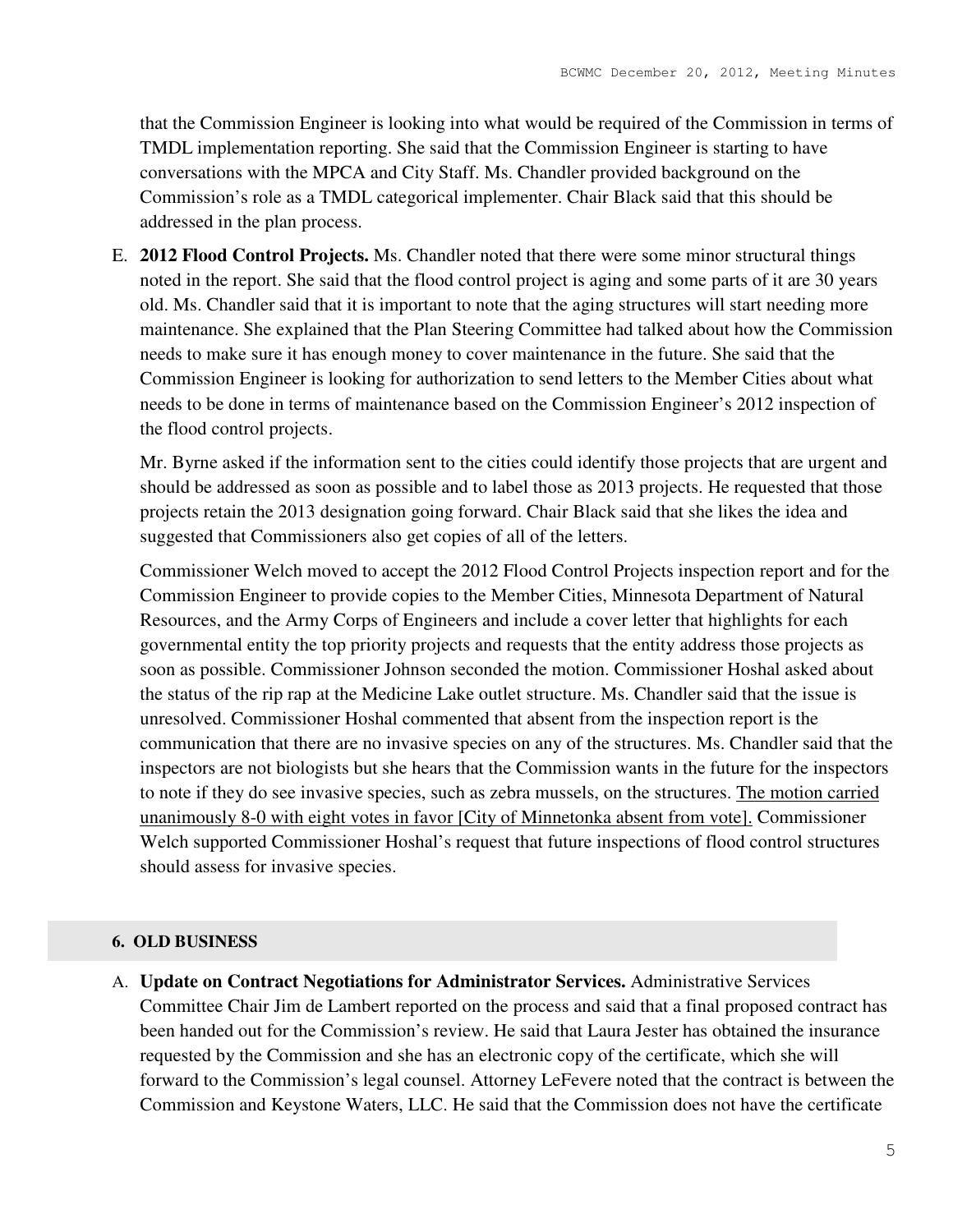that the Commission Engineer is looking into what would be required of the Commission in terms of TMDL implementation reporting. She said that the Commission Engineer is starting to have conversations with the MPCA and City Staff. Ms. Chandler provided background on the Commission's role as a TMDL categorical implementer. Chair Black said that this should be addressed in the plan process.

E. **2012 Flood Control Projects.** Ms. Chandler noted that there were some minor structural things noted in the report. She said that the flood control project is aging and some parts of it are 30 years old. Ms. Chandler said that it is important to note that the aging structures will start needing more maintenance. She explained that the Plan Steering Committee had talked about how the Commission needs to make sure it has enough money to cover maintenance in the future. She said that the Commission Engineer is looking for authorization to send letters to the Member Cities about what needs to be done in terms of maintenance based on the Commission Engineer's 2012 inspection of the flood control projects.

   Mr. Byrne asked if the information sent to the cities could identify those projects that are urgent and should be addressed as soon as possible and to label those as 2013 projects. He requested that those projects retain the 2013 designation going forward. Chair Black said that she likes the idea and suggested that Commissioners also get copies of all of the letters.

   Commissioner Welch moved to accept the 2012 Flood Control Projects inspection report and for the Commission Engineer to provide copies to the Member Cities, Minnesota Department of Natural Resources, and the Army Corps of Engineers and include a cover letter that highlights for each governmental entity the top priority projects and requests that the entity address those projects as soon as possible. Commissioner Johnson seconded the motion. Commissioner Hoshal asked about the status of the rip rap at the Medicine Lake outlet structure. Ms. Chandler said that the issue is unresolved. Commissioner Hoshal commented that absent from the inspection report is the communication that there are no invasive species on any of the structures. Ms. Chandler said that the inspectors are not biologists but she hears that the Commission wants in the future for the inspectors to note if they do see invasive species, such as zebra mussels, on the structures. <u>The motion carried unanimously 8-0 with eight votes in favor [City of Minnetonka absent from vote].</u> Commissioner Welch supported Commissioner Hoshal's request that future inspections of flood control structures should assess for invasive species.

## 6. OLD BUSINESS

A. **Update on Contract Negotiations for Administrator Services.** Administrative Services Committee Chair Jim de Lambert reported on the process and said that a final proposed contract has been handed out for the Commission's review. He said that Laura Jester has obtained the insurance requested by the Commission and she has an electronic copy of the certificate, which she will forward to the Commission's legal counsel. Attorney LeFevere noted that the contract is between the Commission and Keystone Waters, LLC. He said that the Commission does not have the certificate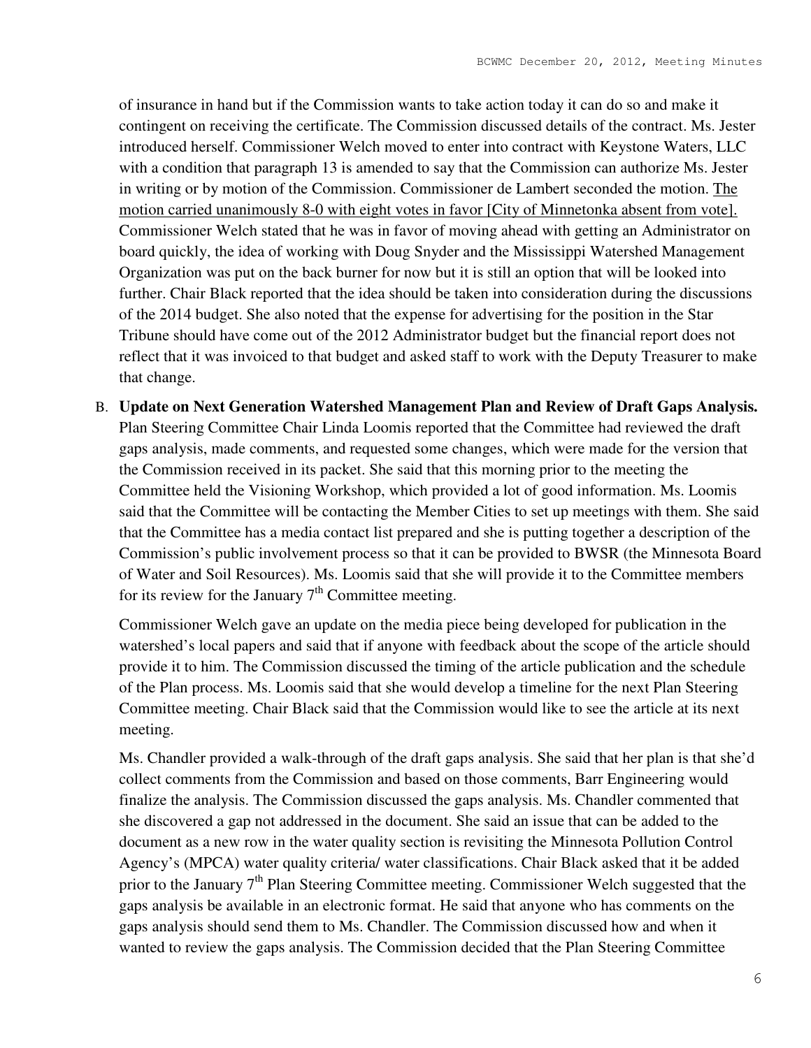of insurance in hand but if the Commission wants to take action today it can do so and make it contingent on receiving the certificate. The Commission discussed details of the contract. Ms. Jester introduced herself. Commissioner Welch moved to enter into contract with Keystone Waters, LLC with a condition that paragraph 13 is amended to say that the Commission can authorize Ms. Jester in writing or by motion of the Commission. Commissioner de Lambert seconded the motion. <u>The motion carried unanimously 8-0 with eight votes in favor [City of Minnetonka absent from vote].</u> Commissioner Welch stated that he was in favor of moving ahead with getting an Administrator on board quickly, the idea of working with Doug Snyder and the Mississippi Watershed Management Organization was put on the back burner for now but it is still an option that will be looked into further. Chair Black reported that the idea should be taken into consideration during the discussions of the 2014 budget. She also noted that the expense for advertising for the position in the Star Tribune should have come out of the 2012 Administrator budget but the financial report does not reflect that it was invoiced to that budget and asked staff to work with the Deputy Treasurer to make that change.

B. **Update on Next Generation Watershed Management Plan and Review of Draft Gaps Analysis.** Plan Steering Committee Chair Linda Loomis reported that the Committee had reviewed the draft gaps analysis, made comments, and requested some changes, which were made for the version that the Commission received in its packet. She said that this morning prior to the meeting the Committee held the Visioning Workshop, which provided a lot of good information. Ms. Loomis said that the Committee will be contacting the Member Cities to set up meetings with them. She said that the Committee has a media contact list prepared and she is putting together a description of the Commission's public involvement process so that it can be provided to BWSR (the Minnesota Board of Water and Soil Resources). Ms. Loomis said that she will provide it to the Committee members for its review for the January 7th Committee meeting.

   Commissioner Welch gave an update on the media piece being developed for publication in the watershed's local papers and said that if anyone with feedback about the scope of the article should provide it to him. The Commission discussed the timing of the article publication and the schedule of the Plan process. Ms. Loomis said that she would develop a timeline for the next Plan Steering Committee meeting. Chair Black said that the Commission would like to see the article at its next meeting.

   Ms. Chandler provided a walk-through of the draft gaps analysis. She said that her plan is that she'd collect comments from the Commission and based on those comments, Barr Engineering would finalize the analysis. The Commission discussed the gaps analysis. Ms. Chandler commented that she discovered a gap not addressed in the document. She said an issue that can be added to the document as a new row in the water quality section is revisiting the Minnesota Pollution Control Agency's (MPCA) water quality criteria/ water classifications. Chair Black asked that it be added prior to the January 7th Plan Steering Committee meeting. Commissioner Welch suggested that the gaps analysis be available in an electronic format. He said that anyone who has comments on the gaps analysis should send them to Ms. Chandler. The Commission discussed how and when it wanted to review the gaps analysis. The Commission decided that the Plan Steering Committee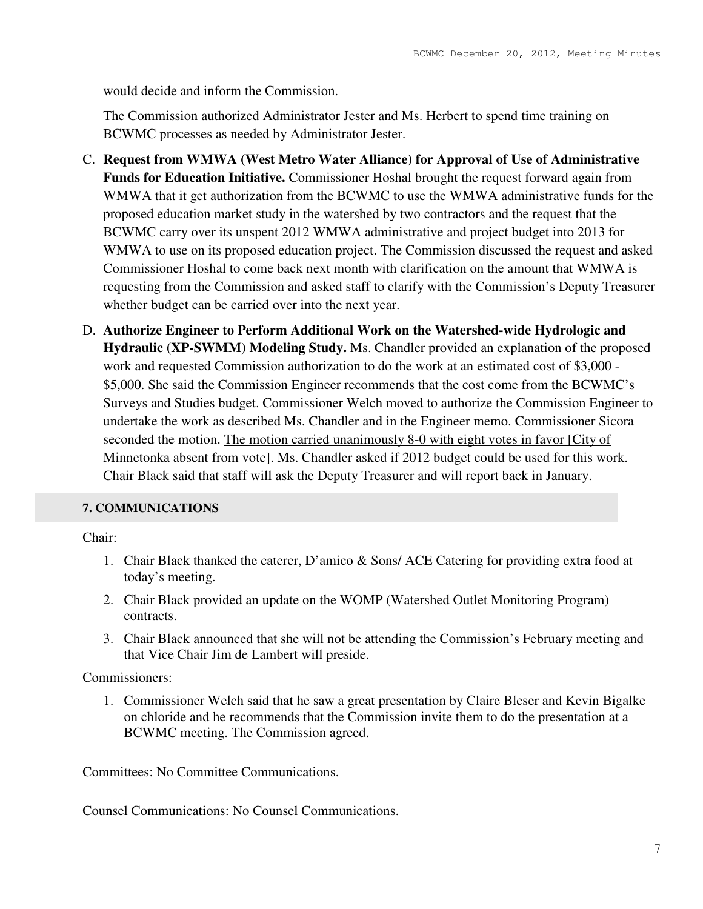would decide and inform the Commission.

The Commission authorized Administrator Jester and Ms. Herbert to spend time training on BCWMC processes as needed by Administrator Jester.

C. **Request from WMWA (West Metro Water Alliance) for Approval of Use of Administrative Funds for Education Initiative.** Commissioner Hoshal brought the request forward again from WMWA that it get authorization from the BCWMC to use the WMWA administrative funds for the proposed education market study in the watershed by two contractors and the request that the BCWMC carry over its unspent 2012 WMWA administrative and project budget into 2013 for WMWA to use on its proposed education project. The Commission discussed the request and asked Commissioner Hoshal to come back next month with clarification on the amount that WMWA is requesting from the Commission and asked staff to clarify with the Commission's Deputy Treasurer whether budget can be carried over into the next year.

D. **Authorize Engineer to Perform Additional Work on the Watershed-wide Hydrologic and Hydraulic (XP-SWMM) Modeling Study.** Ms. Chandler provided an explanation of the proposed work and requested Commission authorization to do the work at an estimated cost of $3,000 - $5,000. She said the Commission Engineer recommends that the cost come from the BCWMC's Surveys and Studies budget. Commissioner Welch moved to authorize the Commission Engineer to undertake the work as described Ms. Chandler and in the Engineer memo. Commissioner Sicora seconded the motion. <u>The motion carried unanimously 8-0 with eight votes in favor [City of Minnetonka absent from vote]</u>. Ms. Chandler asked if 2012 budget could be used for this work. Chair Black said that staff will ask the Deputy Treasurer and will report back in January.

## 7. COMMUNICATIONS

Chair:

1. Chair Black thanked the caterer, D'amico & Sons/ ACE Catering for providing extra food at today's meeting.
2. Chair Black provided an update on the WOMP (Watershed Outlet Monitoring Program) contracts.
3. Chair Black announced that she will not be attending the Commission's February meeting and that Vice Chair Jim de Lambert will preside.

Commissioners:

1. Commissioner Welch said that he saw a great presentation by Claire Bleser and Kevin Bigalke on chloride and he recommends that the Commission invite them to do the presentation at a BCWMC meeting. The Commission agreed.

Committees: No Committee Communications.

Counsel Communications: No Counsel Communications.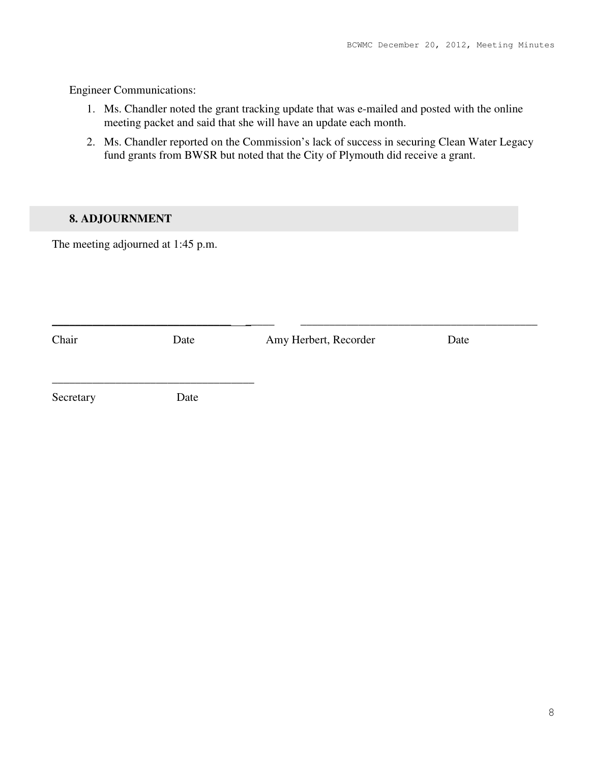Engineer Communications:

1. Ms. Chandler noted the grant tracking update that was e-mailed and posted with the online meeting packet and said that she will have an update each month.
2. Ms. Chandler reported on the Commission's lack of success in securing Clean Water Legacy fund grants from BWSR but noted that the City of Plymouth did receive a grant.

## 8. ADJOURNMENT

The meeting adjourned at 1:45 p.m.

\_\_\_\_\_\_\_\_\_\_\_\_\_\_\_\_\_\_\_\_\_\_\_\_\_\_\_\_\_\_\_\_\_\_\_\_ \_\_\_\_\_\_\_\_\_\_\_\_\_\_\_\_\_\_\_\_\_\_\_\_\_\_\_\_\_\_\_\_\_\_\_\_\_\_\_\_\_\_\_\_

Chair Date Amy Herbert, Recorder Date

\_\_\_\_\_\_\_\_\_\_\_\_\_\_\_\_\_\_\_\_\_\_\_\_\_\_\_\_\_\_\_\_\_\_\_\_

Secretary Date